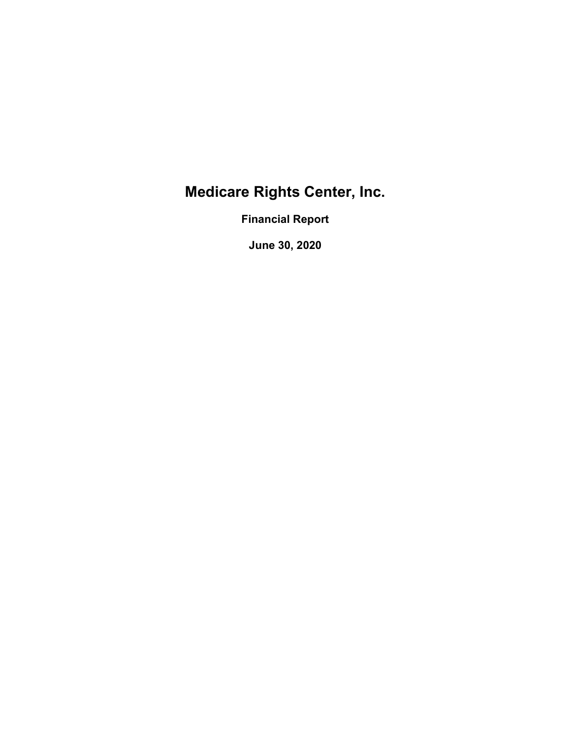# Medicare Rights Center, Inc.

## Financial Report

## June 30, 2020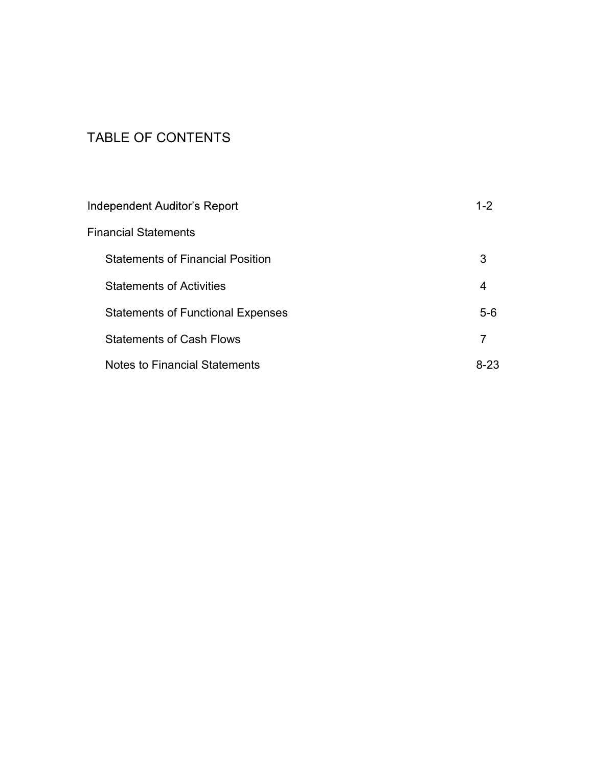# TABLE OF CONTENTS

| | |
|---|---|
| Independent Auditor's Report | 1-2 |
| Financial Statements | |
| Statements of Financial Position | 3 |
| Statements of Activities | 4 |
| Statements of Functional Expenses | 5-6 |
| Statements of Cash Flows | 7 |
| Notes to Financial Statements | 8-23 |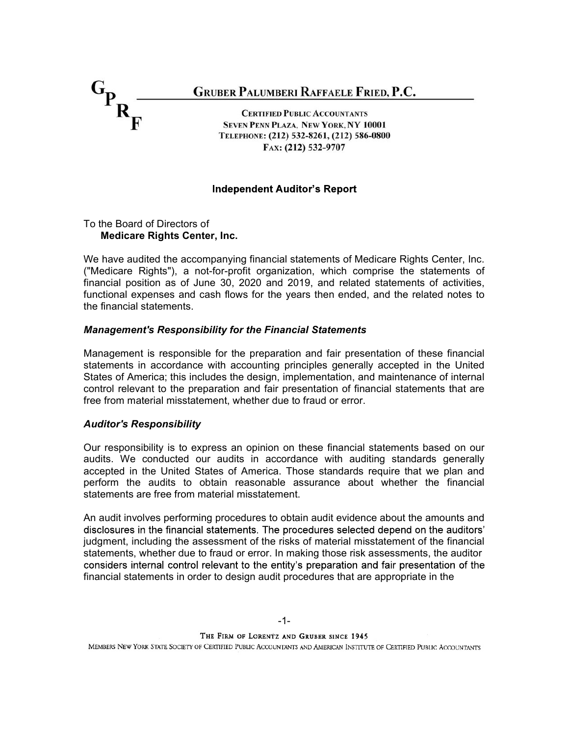**GRUBER PALUMBERI RAFFAELE FRIED, P.C.**

CERTIFIED PUBLIC ACCOUNTANTS
SEVEN PENN PLAZA, NEW YORK, NY 10001
TELEPHONE: (212) 532-8261, (212) 586-0800
FAX: (212) 532-9707

## Independent Auditor's Report

To the Board of Directors of
**Medicare Rights Center, Inc.**

We have audited the accompanying financial statements of Medicare Rights Center, Inc. ("Medicare Rights"), a not-for-profit organization, which comprise the statements of financial position as of June 30, 2020 and 2019, and related statements of activities, functional expenses and cash flows for the years then ended, and the related notes to the financial statements.

### *Management's Responsibility for the Financial Statements*

Management is responsible for the preparation and fair presentation of these financial statements in accordance with accounting principles generally accepted in the United States of America; this includes the design, implementation, and maintenance of internal control relevant to the preparation and fair presentation of financial statements that are free from material misstatement, whether due to fraud or error.

### *Auditor's Responsibility*

Our responsibility is to express an opinion on these financial statements based on our audits. We conducted our audits in accordance with auditing standards generally accepted in the United States of America. Those standards require that we plan and perform the audits to obtain reasonable assurance about whether the financial statements are free from material misstatement.

An audit involves performing procedures to obtain audit evidence about the amounts and disclosures in the financial statements. The procedures selected depend on the auditors' judgment, including the assessment of the risks of material misstatement of the financial statements, whether due to fraud or error. In making those risk assessments, the auditor considers internal control relevant to the entity's preparation and fair presentation of the financial statements in order to design audit procedures that are appropriate in the

THE FIRM OF LORENTZ AND GRUBER SINCE 1945
MEMBERS NEW YORK STATE SOCIETY OF CERTIFIED PUBLIC ACCOUNTANTS AND AMERICAN INSTITUTE OF CERTIFIED PUBLIC ACCOUNTANTS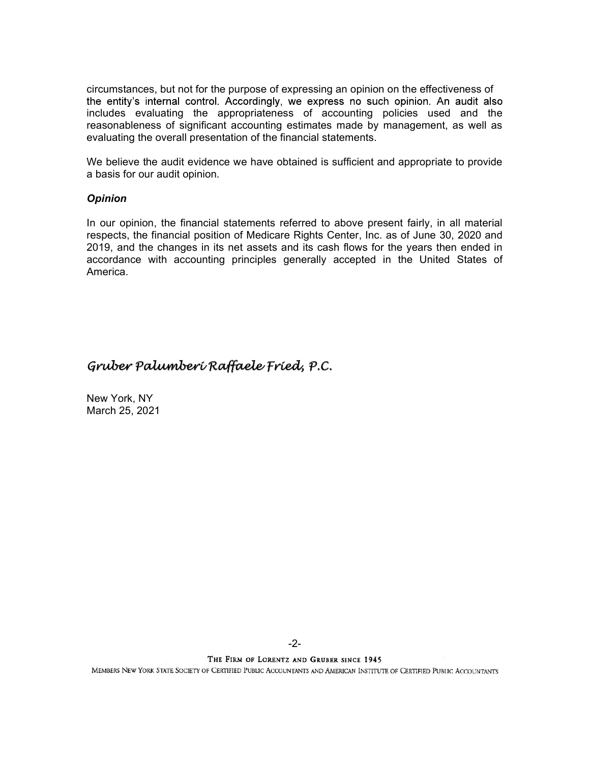circumstances, but not for the purpose of expressing an opinion on the effectiveness of the entity's internal control. Accordingly, we express no such opinion. An audit also includes evaluating the appropriateness of accounting policies used and the reasonableness of significant accounting estimates made by management, as well as evaluating the overall presentation of the financial statements.

We believe the audit evidence we have obtained is sufficient and appropriate to provide a basis for our audit opinion.

***Opinion***

In our opinion, the financial statements referred to above present fairly, in all material respects, the financial position of Medicare Rights Center, Inc. as of June 30, 2020 and 2019, and the changes in its net assets and its cash flows for the years then ended in accordance with accounting principles generally accepted in the United States of America.

*Gruber Palumberi Raffaele Fried, P.C.*

New York, NY
March 25, 2021

THE FIRM OF LORENTZ AND GRUBER SINCE 1945

MEMBERS NEW YORK STATE SOCIETY OF CERTIFIED PUBLIC ACCOUNTANTS AND AMERICAN INSTITUTE OF CERTIFIED PUBLIC ACCOUNTANTS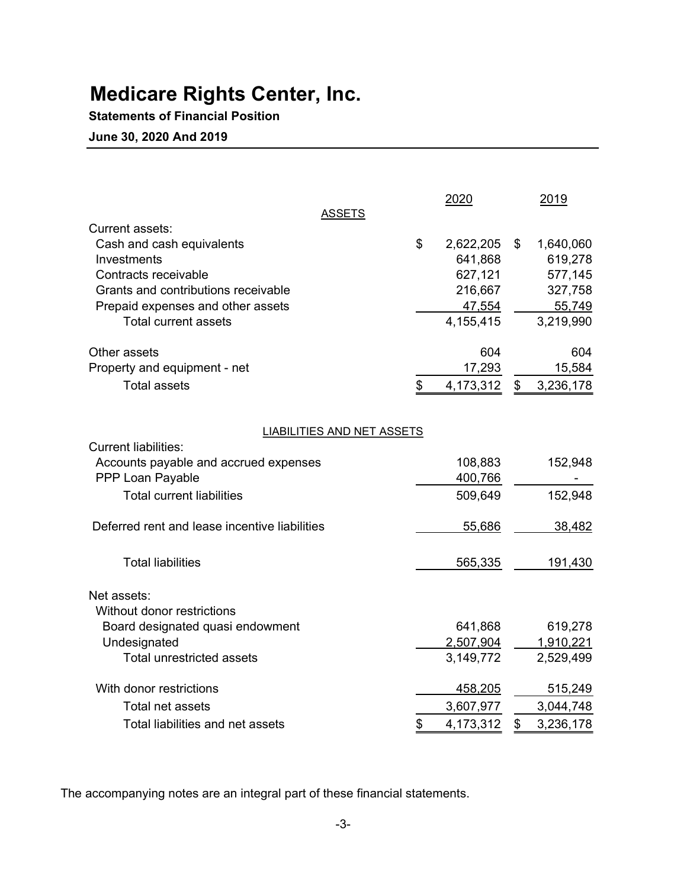# Medicare Rights Center, Inc.

**Statements of Financial Position**

**June 30, 2020 And 2019**

| | 2020 | 2019 |
|---|---|---|
| **ASSETS** | | |
| Current assets: | | |
| Cash and cash equivalents | $ 2,622,205 | $ 1,640,060 |
| Investments | 641,868 | 619,278 |
| Contracts receivable | 627,121 | 577,145 |
| Grants and contributions receivable | 216,667 | 327,758 |
| Prepaid expenses and other assets | 47,554 | 55,749 |
| Total current assets | 4,155,415 | 3,219,990 |
| Other assets | 604 | 604 |
| Property and equipment - net | 17,293 | 15,584 |
| Total assets | $ 4,173,312 | $ 3,236,178 |
| **LIABILITIES AND NET ASSETS** | | |
| Current liabilities: | | |
| Accounts payable and accrued expenses | 108,883 | 152,948 |
| PPP Loan Payable | 400,766 | - |
| Total current liabilities | 509,649 | 152,948 |
| Deferred rent and lease incentive liabilities | 55,686 | 38,482 |
| Total liabilities | 565,335 | 191,430 |
| Net assets: | | |
| Without donor restrictions | | |
| Board designated quasi endowment | 641,868 | 619,278 |
| Undesignated | 2,507,904 | 1,910,221 |
| Total unrestricted assets | 3,149,772 | 2,529,499 |
| With donor restrictions | 458,205 | 515,249 |
| Total net assets | 3,607,977 | 3,044,748 |
| Total liabilities and net assets | $ 4,173,312 | $ 3,236,178 |

The accompanying notes are an integral part of these financial statements.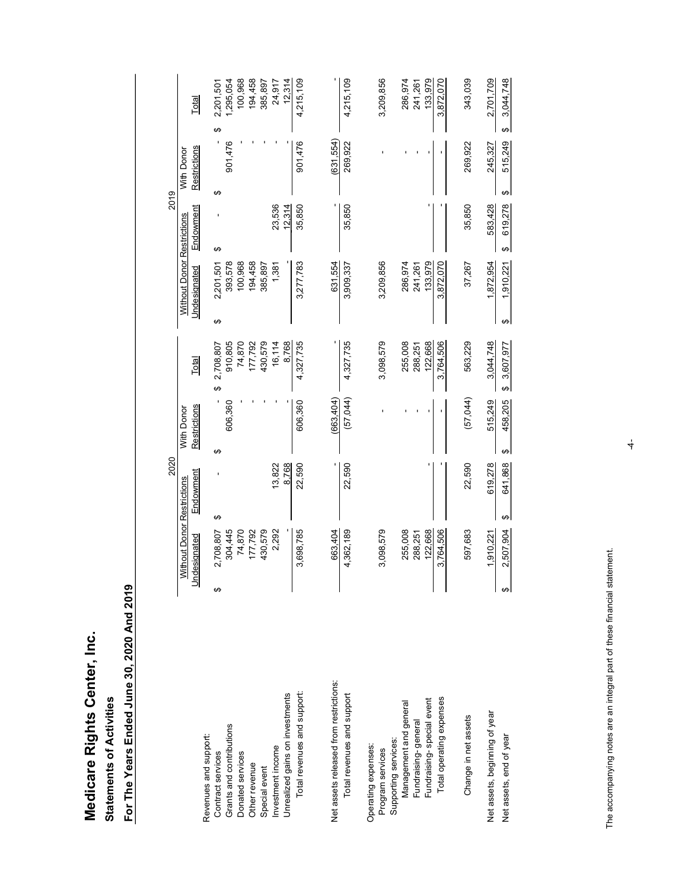# Medicare Rights Center, Inc.

## Statements of Activities

### For The Years Ended June 30, 2020 And 2019

| | 2020 | | | | 2019 | | | |
|---|---|---|---|---|---|---|---|---|
| | Without Donor Restrictions | | With Donor | | Without Donor Restrictions | | With Donor | |
| | Undesignated | Endowment | Restrictions | Total | Undesignated | Endowment | Restrictions | Total |
| Revenues and support: | | | | | | | | |
| Contract services | $ 2,708,807 | $ - | $ - | $ 2,708,807 | $ 2,201,501 | $ - | $ - | $ 2,201,501 |
| Grants and contributions | 304,445 | | 606,360 | 910,805 | 393,578 | | 901,476 | 1,295,054 |
| Donated services | 74,870 | | - | 74,870 | 100,968 | | - | 100,968 |
| Other revenue | 177,792 | | - | 177,792 | 194,458 | | - | 194,458 |
| Special event | 430,579 | | - | 430,579 | 385,897 | | - | 385,897 |
| Investment income | 2,292 | 13,822 | - | 16,114 | 1,381 | 23,536 | - | 24,917 |
| Unrealized gains on investments | - | 8,768 | - | 8,768 | - | 12,314 | - | 12,314 |
| Total revenues and support: | 3,698,785 | 22,590 | 606,360 | 4,327,735 | 3,277,783 | 35,850 | 901,476 | 4,215,109 |
| Net assets released from restrictions: | 663,404 | - | (663,404) | - | 631,554 | - | (631,554) | - |
| Total revenues and support | 4,362,189 | 22,590 | (57,044) | 4,327,735 | 3,909,337 | 35,850 | 269,922 | 4,215,109 |
| Operating expenses: | | | | | | | | |
| Program services | 3,098,579 | | - | 3,098,579 | 3,209,856 | | - | 3,209,856 |
| Supporting services: | | | | | | | | |
| Management and general | 255,008 | | - | 255,008 | 286,974 | | - | 286,974 |
| Fundraising- general | 288,251 | | - | 288,251 | 241,261 | | - | 241,261 |
| Fundraising- special event | 122,668 | | - | 122,668 | 133,979 | | - | 133,979 |
| Total operating expenses | 3,764,506 | - | - | 3,764,506 | 3,872,070 | - | - | 3,872,070 |
| Change in net assets | 597,683 | 22,590 | (57,044) | 563,229 | 37,267 | 35,850 | 269,922 | 343,039 |
| Net assets, beginning of year | 1,910,221 | 619,278 | 515,249 | 3,044,748 | 1,872,954 | 583,428 | 245,327 | 2,701,709 |
| Net assets, end of year | $ 2,507,904 | $ 641,868 | $ 458,205 | $ 3,607,977 | $ 1,910,221 | $ 619,278 | $ 515,249 | $ 3,044,748 |

The accompanying notes are an integral part of these financial statement.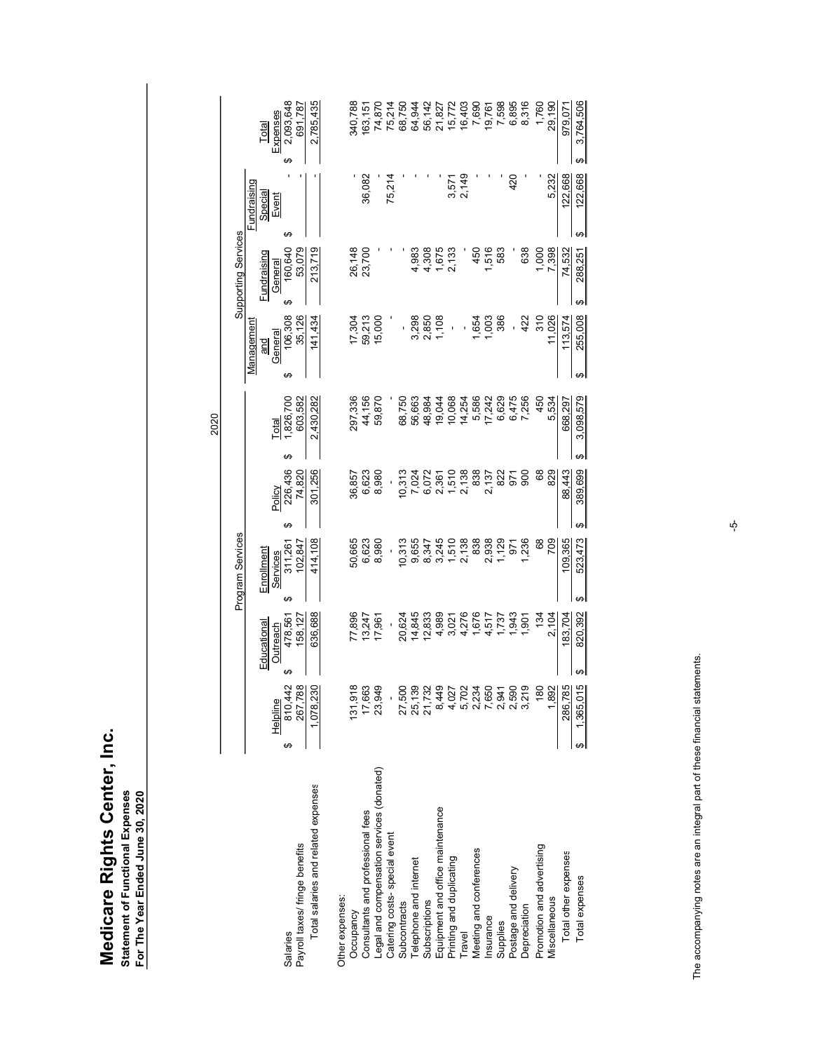# Medicare Rights Center, Inc.

**Statement of Functional Expenses**
**For The Year Ended June 30, 2020**

| | 2020 | | | | | | | | |
|---|---|---|---|---|---|---|---|---|---|
| | Program Services | | | | | Supporting Services | | | |
| | Helpline | Educational Outreach | Enrollment Services | Policy | Total | Management and General | Fundraising General | Fundraising Special Event | Total Expenses |
| Salaries | $ 810,442 | $ 478,561 | $ 311,261 | $ 226,436 | $ 1,826,700 | $ 106,308 | $ 160,640 | $ - | $ 2,093,648 |
| Payroll taxes/ fringe benefits | 267,788 | 158,127 | 102,847 | 74,820 | 603,582 | 35,126 | 53,079 | - | 691,787 |
| Total salaries and related expenses | 1,078,230 | 636,688 | 414,108 | 301,256 | 2,430,282 | 141,434 | 213,719 | - | 2,785,435 |
| Other expenses: | | | | | | | | | |
| Occupancy | 131,918 | 77,896 | 50,665 | 36,857 | 297,336 | 17,304 | 26,148 | - | 340,788 |
| Consultants and professional fees | 17,663 | 13,247 | 6,623 | 6,623 | 44,156 | 59,213 | 23,700 | 36,082 | 163,151 |
| Legal and compensation services (donated) | 23,949 | 17,961 | 8,980 | 8,980 | 59,870 | 15,000 | - | - | 74,870 |
| Catering costs- special event | - | - | - | - | - | - | - | 75,214 | 75,214 |
| Subcontracts | 27,500 | 20,624 | 10,313 | 10,313 | 68,750 | - | - | - | 68,750 |
| Telephone and internet | 25,139 | 14,845 | 9,655 | 7,024 | 56,663 | 3,298 | 4,983 | - | 64,944 |
| Subscriptions | 21,732 | 12,833 | 8,347 | 6,072 | 48,984 | 2,850 | 4,308 | - | 56,142 |
| Equipment and office maintenance | 8,449 | 4,989 | 3,245 | 2,361 | 19,044 | 1,108 | 1,675 | - | 21,827 |
| Printing and duplicating | 4,027 | 3,021 | 1,510 | 1,510 | 10,068 | - | 2,133 | 3,571 | 15,772 |
| Travel | 5,702 | 4,276 | 2,138 | 2,138 | 14,254 | - | - | 2,149 | 16,403 |
| Meeting and conferences | 2,234 | 1,676 | 838 | 838 | 5,586 | 1,654 | 450 | - | 7,690 |
| Insurance | 7,650 | 4,517 | 2,938 | 2,137 | 17,242 | 1,003 | 1,516 | - | 19,761 |
| Supplies | 2,941 | 1,737 | 1,129 | 822 | 6,629 | 386 | 583 | - | 7,598 |
| Postage and delivery | 2,590 | 1,943 | 971 | 971 | 6,475 | - | - | 420 | 6,895 |
| Depreciation | 3,219 | 1,901 | 1,236 | 900 | 7,256 | 422 | 638 | - | 8,316 |
| Promotion and advertising | 180 | 134 | 68 | 68 | 450 | 310 | 1,000 | - | 1,760 |
| Miscellaneous | 1,892 | 2,104 | 709 | 829 | 5,534 | 11,026 | 7,398 | 5,232 | 29,190 |
| Total other expenses | 286,785 | 183,704 | 109,365 | 88,443 | 668,297 | 113,574 | 74,532 | 122,668 | 979,071 |
| Total expenses | $ 1,365,015 | $ 820,392 | $ 523,473 | $ 389,699 | $ 3,098,579 | $ 255,008 | $ 288,251 | $ 122,668 | $ 3,764,506 |

The accompanying notes are an integral part of these financial statements.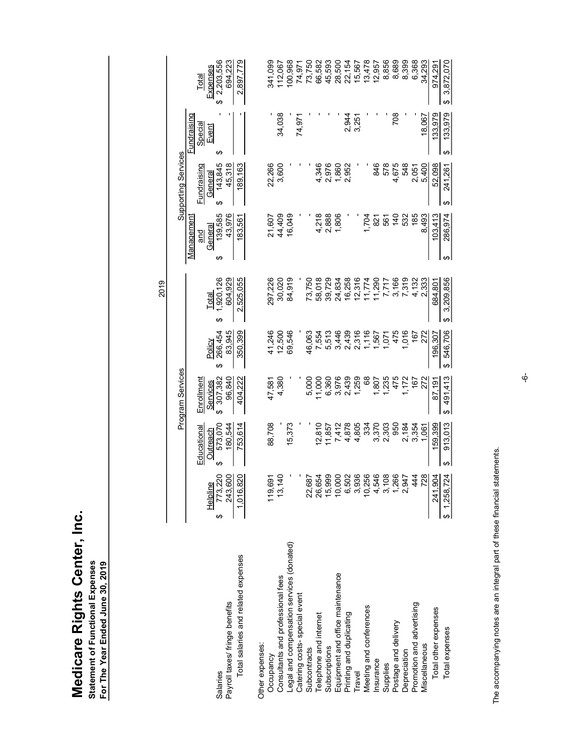# Medicare Rights Center, Inc.

**Statement of Functional Expenses**
**For The Year Ended June 30, 2019**

| | 2019 | | | | | | | | | |
|---|---|---|---|---|---|---|---|---|---|---|
| | Program Services | | | | | Supporting Services | | | | |
| | Helpline | Educational Outreach | Enrollment Services | Policy | Total | Management and General | Fundraising General | Fundraising Special Event | | Total Expenses |
| Salaries | $ 773,220 | $ 573,070 | $ 307,382 | $ 266,454 | $ 1,920,126 | $ 139,585 | $ 143,845 | $ - | | $ 2,203,556 |
| Payroll taxes/ fringe benefits | 243,600 | 180,544 | 96,840 | 83,945 | 604,929 | 43,976 | 45,318 | - | | 694,223 |
| Total salaries and related expenses | 1,016,820 | 753,614 | 404,222 | 350,399 | 2,525,055 | 183,561 | 189,163 | - | | 2,897,779 |
| Other expenses: | | | | | | | | | | |
| Occupancy | 119,691 | 88,708 | 47,581 | 41,246 | 297,226 | 21,607 | 22,266 | - | | 341,099 |
| Consultants and professional fees | 13,140 | - | 4,380 | 12,500 | 30,020 | 44,409 | 3,600 | 34,038 | | 112,067 |
| Legal and compensation services (donated) | - | 15,373 | - | 69,546 | 84,919 | 16,049 | - | - | | 100,968 |
| Catering costs- special event | - | - | - | - | - | - | - | 74,971 | | 74,971 |
| Subcontracts | 22,687 | - | 5,000 | 46,063 | 73,750 | - | - | - | | 73,750 |
| Telephone and internet | 26,654 | 12,810 | 11,000 | 7,554 | 58,018 | 4,218 | 4,346 | - | | 66,582 |
| Subscriptions | 15,999 | 11,857 | 6,360 | 5,513 | 39,729 | 2,888 | 2,976 | - | | 45,593 |
| Equipment and office maintenance | 10,000 | 7,412 | 3,976 | 3,446 | 24,834 | 1,806 | 1,860 | - | | 28,500 |
| Printing and duplicating | 6,502 | 4,878 | 2,439 | 2,439 | 16,258 | - | 2,952 | 2,944 | | 22,154 |
| Travel | 3,936 | 4,805 | 1,259 | 2,316 | 12,316 | - | - | 3,251 | | 15,567 |
| Meeting and conferences | 10,256 | 334 | 68 | 1,116 | 11,774 | 1,704 | - | - | | 13,478 |
| Insurance | 4,546 | 3,370 | 1,807 | 1,567 | 11,290 | 821 | 846 | - | | 12,957 |
| Supplies | 3,108 | 2,303 | 1,235 | 1,071 | 7,717 | 561 | 578 | - | | 8,856 |
| Postage and delivery | 1,266 | 950 | 475 | 475 | 3,166 | 140 | 4,675 | 708 | | 8,689 |
| Depreciation | 2,947 | 2,184 | 1,172 | 1,016 | 7,319 | 532 | 548 | - | | 8,399 |
| Promotion and advertising | 444 | 3,354 | 167 | 167 | 4,132 | 185 | 2,051 | - | | 6,368 |
| Miscellaneous | 728 | 1,061 | 272 | 272 | 2,333 | 8,493 | 5,400 | 18,067 | | 34,293 |
| Total other expenses | 241,904 | 159,399 | 87,191 | 196,307 | 684,801 | 103,413 | 52,098 | 133,979 | | 974,291 |
| Total expenses | $ 1,258,724 | $ 913,013 | $ 491,413 | $ 546,706 | $ 3,209,856 | $ 286,974 | $ 241,261 | $ 133,979 | | $ 3,872,070 |

The accompanying notes are an integral part of these financial statements.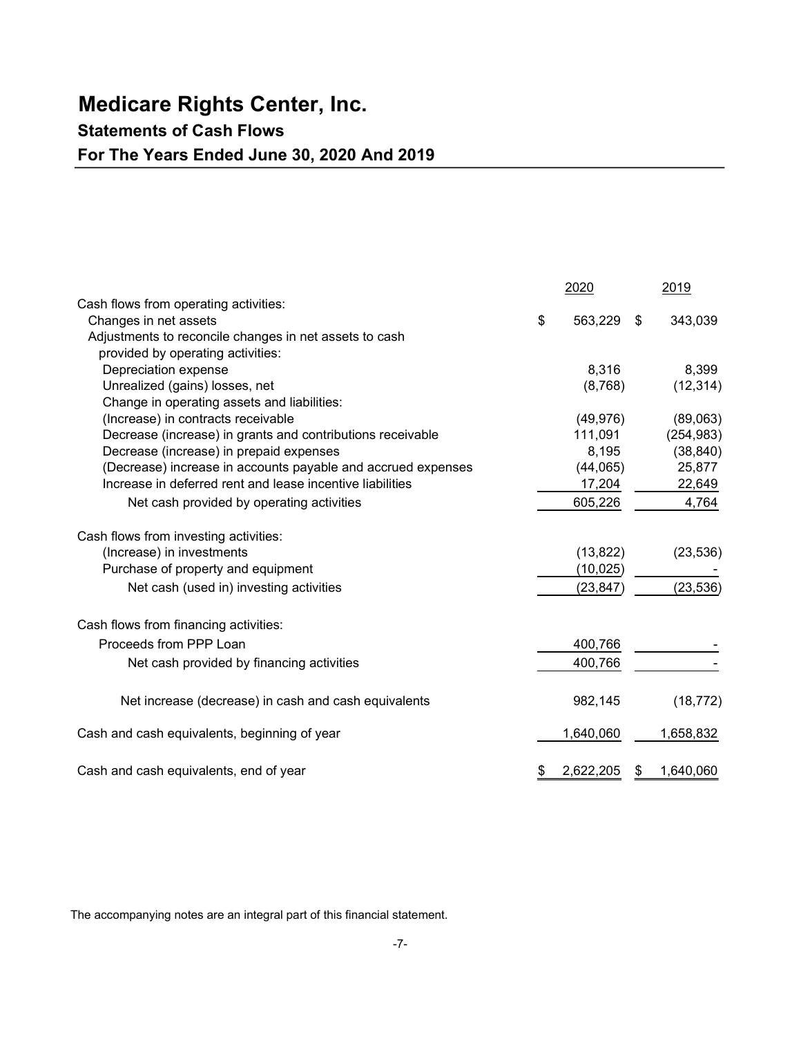# Medicare Rights Center, Inc.

## Statements of Cash Flows

## For The Years Ended June 30, 2020 And 2019

| | 2020 | 2019 |
|---|---|---|
| Cash flows from operating activities: | | |
| Changes in net assets | $ 563,229 | $ 343,039 |
| Adjustments to reconcile changes in net assets to cash provided by operating activities: | | |
| Depreciation expense | 8,316 | 8,399 |
| Unrealized (gains) losses, net | (8,768) | (12,314) |
| Change in operating assets and liabilities: | | |
| (Increase) in contracts receivable | (49,976) | (89,063) |
| Decrease (increase) in grants and contributions receivable | 111,091 | (254,983) |
| Decrease (increase) in prepaid expenses | 8,195 | (38,840) |
| (Decrease) increase in accounts payable and accrued expenses | (44,065) | 25,877 |
| Increase in deferred rent and lease incentive liabilities | 17,204 | 22,649 |
| Net cash provided by operating activities | 605,226 | 4,764 |
| Cash flows from investing activities: | | |
| (Increase) in investments | (13,822) | (23,536) |
| Purchase of property and equipment | (10,025) | - |
| Net cash (used in) investing activities | (23,847) | (23,536) |
| Cash flows from financing activities: | | |
| Proceeds from PPP Loan | 400,766 | - |
| Net cash provided by financing activities | 400,766 | - |
| Net increase (decrease) in cash and cash equivalents | 982,145 | (18,772) |
| Cash and cash equivalents, beginning of year | 1,640,060 | 1,658,832 |
| Cash and cash equivalents, end of year | $ 2,622,205 | $ 1,640,060 |

The accompanying notes are an integral part of this financial statement.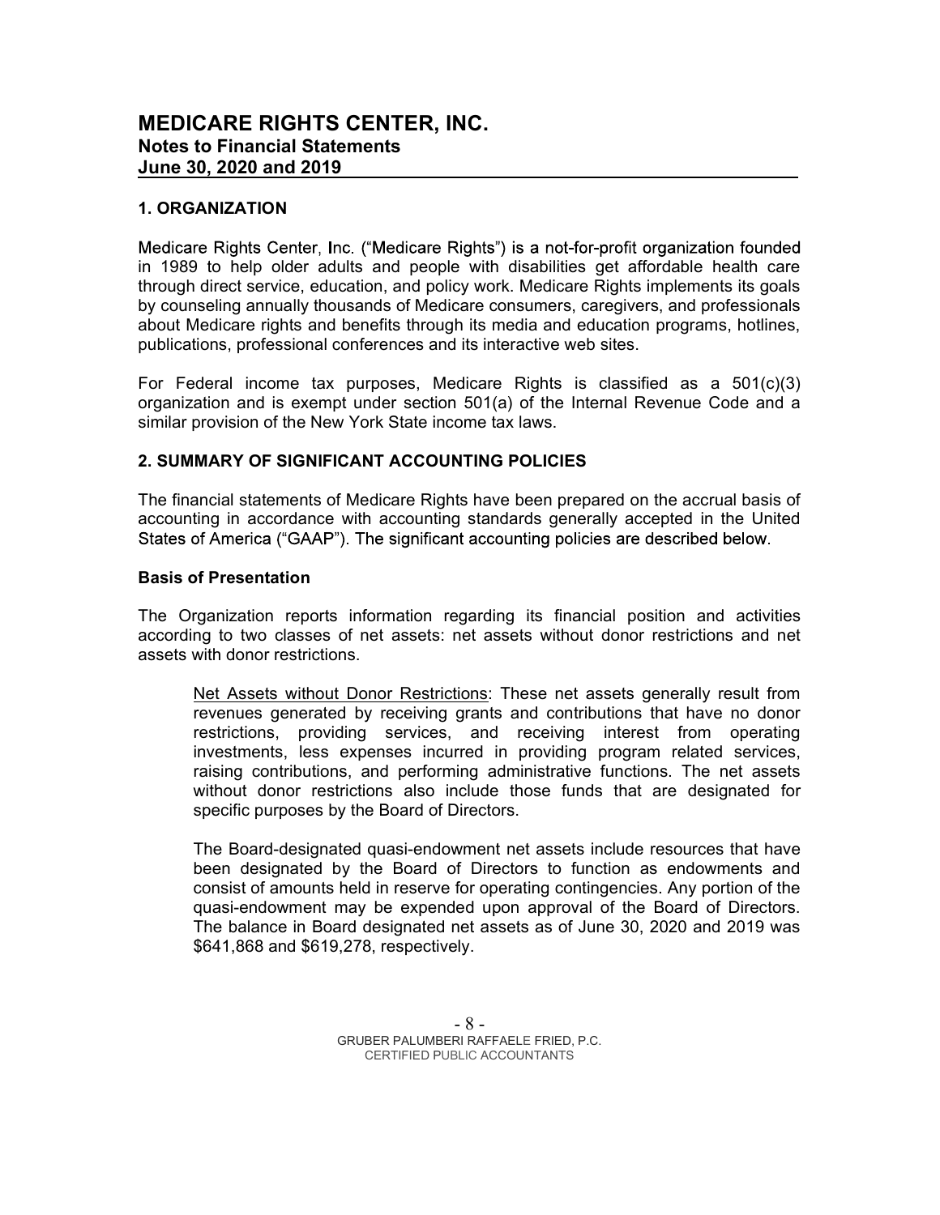# MEDICARE RIGHTS CENTER, INC.
## Notes to Financial Statements
## June 30, 2020 and 2019

### 1. ORGANIZATION

Medicare Rights Center, Inc. ("Medicare Rights") is a not-for-profit organization founded in 1989 to help older adults and people with disabilities get affordable health care through direct service, education, and policy work. Medicare Rights implements its goals by counseling annually thousands of Medicare consumers, caregivers, and professionals about Medicare rights and benefits through its media and education programs, hotlines, publications, professional conferences and its interactive web sites.

For Federal income tax purposes, Medicare Rights is classified as a 501(c)(3) organization and is exempt under section 501(a) of the Internal Revenue Code and a similar provision of the New York State income tax laws.

### 2. SUMMARY OF SIGNIFICANT ACCOUNTING POLICIES

The financial statements of Medicare Rights have been prepared on the accrual basis of accounting in accordance with accounting standards generally accepted in the United States of America ("GAAP"). The significant accounting policies are described below.

**Basis of Presentation**

The Organization reports information regarding its financial position and activities according to two classes of net assets: net assets without donor restrictions and net assets with donor restrictions.

Net Assets without Donor Restrictions: These net assets generally result from revenues generated by receiving grants and contributions that have no donor restrictions, providing services, and receiving interest from operating investments, less expenses incurred in providing program related services, raising contributions, and performing administrative functions. The net assets without donor restrictions also include those funds that are designated for specific purposes by the Board of Directors.

The Board-designated quasi-endowment net assets include resources that have been designated by the Board of Directors to function as endowments and consist of amounts held in reserve for operating contingencies. Any portion of the quasi-endowment may be expended upon approval of the Board of Directors. The balance in Board designated net assets as of June 30, 2020 and 2019 was \$641,868 and \$619,278, respectively.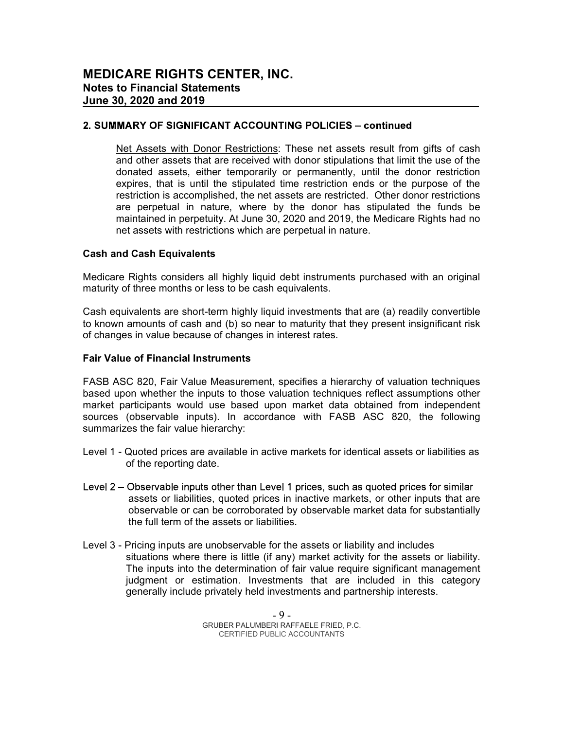## 2. SUMMARY OF SIGNIFICANT ACCOUNTING POLICIES – continued

Net Assets with Donor Restrictions: These net assets result from gifts of cash and other assets that are received with donor stipulations that limit the use of the donated assets, either temporarily or permanently, until the donor restriction expires, that is until the stipulated time restriction ends or the purpose of the restriction is accomplished, the net assets are restricted. Other donor restrictions are perpetual in nature, where by the donor has stipulated the funds be maintained in perpetuity. At June 30, 2020 and 2019, the Medicare Rights had no net assets with restrictions which are perpetual in nature.

### Cash and Cash Equivalents

Medicare Rights considers all highly liquid debt instruments purchased with an original maturity of three months or less to be cash equivalents.

Cash equivalents are short-term highly liquid investments that are (a) readily convertible to known amounts of cash and (b) so near to maturity that they present insignificant risk of changes in value because of changes in interest rates.

### Fair Value of Financial Instruments

FASB ASC 820, Fair Value Measurement, specifies a hierarchy of valuation techniques based upon whether the inputs to those valuation techniques reflect assumptions other market participants would use based upon market data obtained from independent sources (observable inputs). In accordance with FASB ASC 820, the following summarizes the fair value hierarchy:

Level 1 - Quoted prices are available in active markets for identical assets or liabilities as of the reporting date.

Level 2 – Observable inputs other than Level 1 prices, such as quoted prices for similar assets or liabilities, quoted prices in inactive markets, or other inputs that are observable or can be corroborated by observable market data for substantially the full term of the assets or liabilities.

Level 3 - Pricing inputs are unobservable for the assets or liability and includes situations where there is little (if any) market activity for the assets or liability. The inputs into the determination of fair value require significant management judgment or estimation. Investments that are included in this category generally include privately held investments and partnership interests.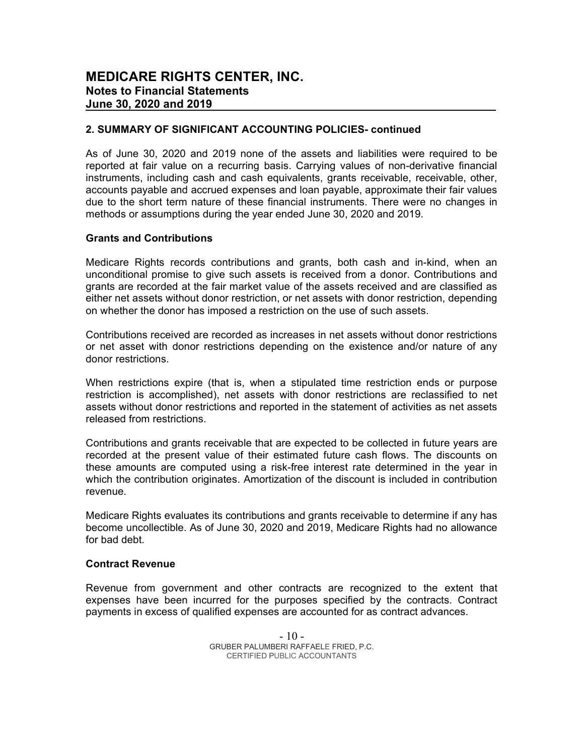## 2. SUMMARY OF SIGNIFICANT ACCOUNTING POLICIES- continued

As of June 30, 2020 and 2019 none of the assets and liabilities were required to be reported at fair value on a recurring basis. Carrying values of non-derivative financial instruments, including cash and cash equivalents, grants receivable, receivable, other, accounts payable and accrued expenses and loan payable, approximate their fair values due to the short term nature of these financial instruments. There were no changes in methods or assumptions during the year ended June 30, 2020 and 2019.

### Grants and Contributions

Medicare Rights records contributions and grants, both cash and in-kind, when an unconditional promise to give such assets is received from a donor. Contributions and grants are recorded at the fair market value of the assets received and are classified as either net assets without donor restriction, or net assets with donor restriction, depending on whether the donor has imposed a restriction on the use of such assets.

Contributions received are recorded as increases in net assets without donor restrictions or net asset with donor restrictions depending on the existence and/or nature of any donor restrictions.

When restrictions expire (that is, when a stipulated time restriction ends or purpose restriction is accomplished), net assets with donor restrictions are reclassified to net assets without donor restrictions and reported in the statement of activities as net assets released from restrictions.

Contributions and grants receivable that are expected to be collected in future years are recorded at the present value of their estimated future cash flows. The discounts on these amounts are computed using a risk-free interest rate determined in the year in which the contribution originates. Amortization of the discount is included in contribution revenue.

Medicare Rights evaluates its contributions and grants receivable to determine if any has become uncollectible. As of June 30, 2020 and 2019, Medicare Rights had no allowance for bad debt.

### Contract Revenue

Revenue from government and other contracts are recognized to the extent that expenses have been incurred for the purposes specified by the contracts. Contract payments in excess of qualified expenses are accounted for as contract advances.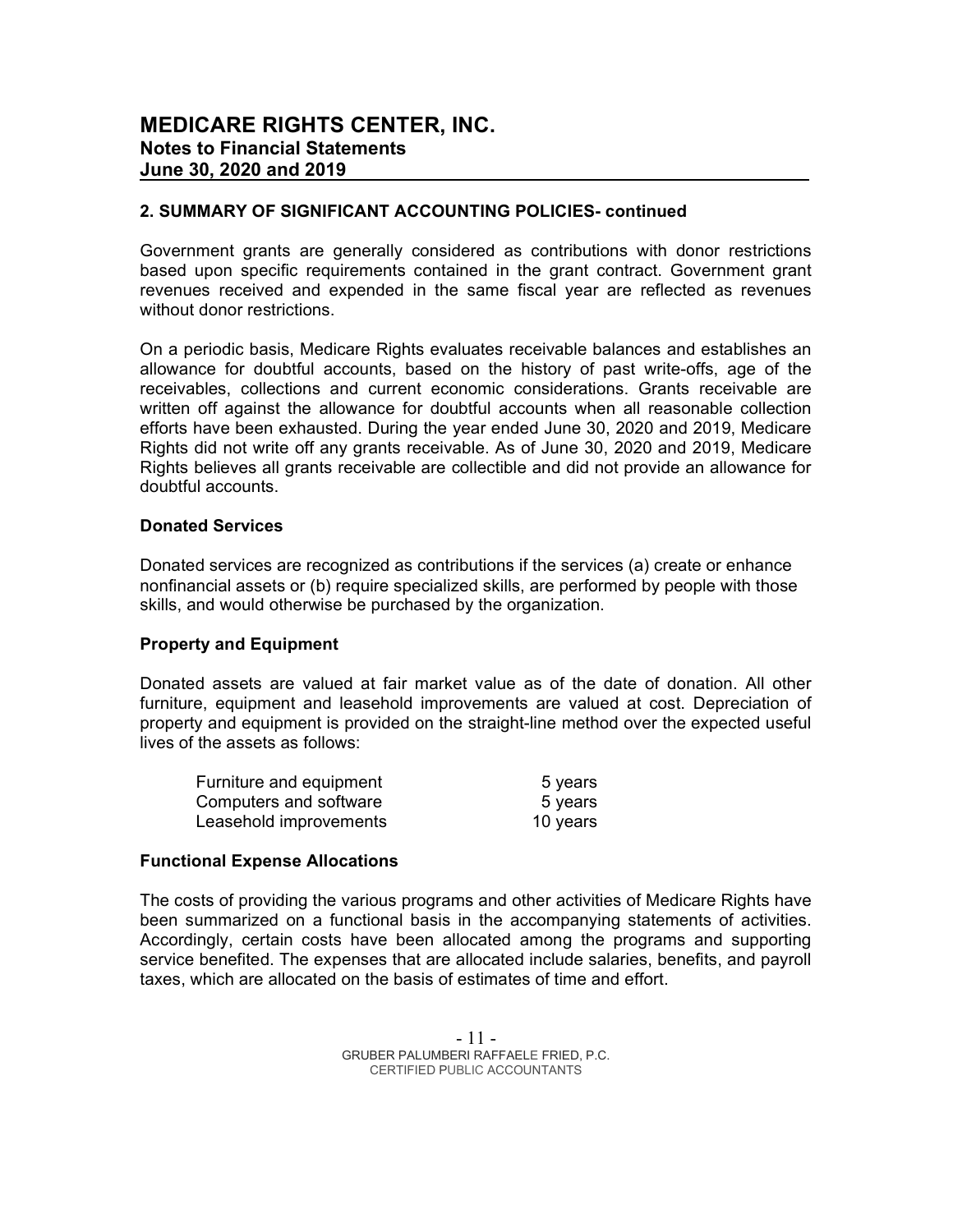## 2. SUMMARY OF SIGNIFICANT ACCOUNTING POLICIES- continued

Government grants are generally considered as contributions with donor restrictions based upon specific requirements contained in the grant contract. Government grant revenues received and expended in the same fiscal year are reflected as revenues without donor restrictions.

On a periodic basis, Medicare Rights evaluates receivable balances and establishes an allowance for doubtful accounts, based on the history of past write-offs, age of the receivables, collections and current economic considerations. Grants receivable are written off against the allowance for doubtful accounts when all reasonable collection efforts have been exhausted. During the year ended June 30, 2020 and 2019, Medicare Rights did not write off any grants receivable. As of June 30, 2020 and 2019, Medicare Rights believes all grants receivable are collectible and did not provide an allowance for doubtful accounts.

### Donated Services

Donated services are recognized as contributions if the services (a) create or enhance nonfinancial assets or (b) require specialized skills, are performed by people with those skills, and would otherwise be purchased by the organization.

### Property and Equipment

Donated assets are valued at fair market value as of the date of donation. All other furniture, equipment and leasehold improvements are valued at cost. Depreciation of property and equipment is provided on the straight-line method over the expected useful lives of the assets as follows:

| | |
|---|---|
| Furniture and equipment | 5 years |
| Computers and software | 5 years |
| Leasehold improvements | 10 years |

### Functional Expense Allocations

The costs of providing the various programs and other activities of Medicare Rights have been summarized on a functional basis in the accompanying statements of activities. Accordingly, certain costs have been allocated among the programs and supporting service benefited. The expenses that are allocated include salaries, benefits, and payroll taxes, which are allocated on the basis of estimates of time and effort.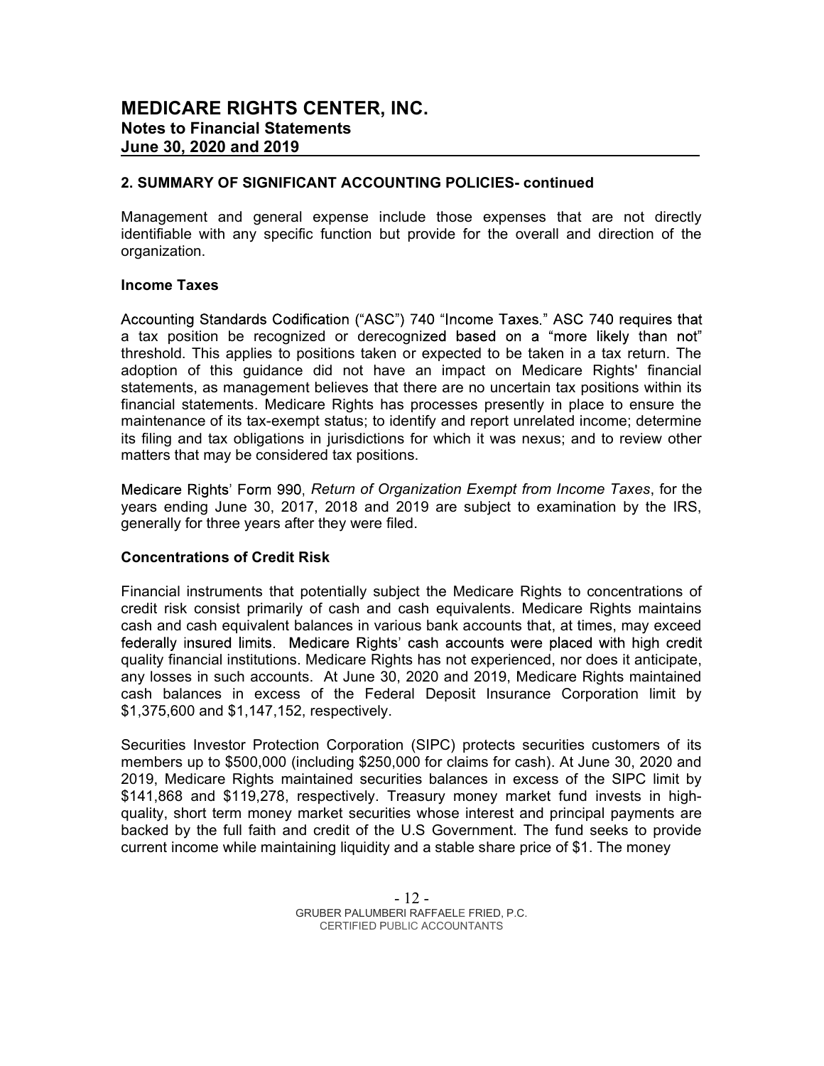## 2. SUMMARY OF SIGNIFICANT ACCOUNTING POLICIES- continued

Management and general expense include those expenses that are not directly identifiable with any specific function but provide for the overall and direction of the organization.

### Income Taxes

Accounting Standards Codification ("ASC") 740 "Income Taxes." ASC 740 requires that a tax position be recognized or derecognized based on a "more likely than not" threshold. This applies to positions taken or expected to be taken in a tax return. The adoption of this guidance did not have an impact on Medicare Rights' financial statements, as management believes that there are no uncertain tax positions within its financial statements. Medicare Rights has processes presently in place to ensure the maintenance of its tax-exempt status; to identify and report unrelated income; determine its filing and tax obligations in jurisdictions for which it was nexus; and to review other matters that may be considered tax positions.

Medicare Rights' Form 990, *Return of Organization Exempt from Income Taxes*, for the years ending June 30, 2017, 2018 and 2019 are subject to examination by the IRS, generally for three years after they were filed.

### Concentrations of Credit Risk

Financial instruments that potentially subject the Medicare Rights to concentrations of credit risk consist primarily of cash and cash equivalents. Medicare Rights maintains cash and cash equivalent balances in various bank accounts that, at times, may exceed federally insured limits. Medicare Rights' cash accounts were placed with high credit quality financial institutions. Medicare Rights has not experienced, nor does it anticipate, any losses in such accounts. At June 30, 2020 and 2019, Medicare Rights maintained cash balances in excess of the Federal Deposit Insurance Corporation limit by $1,375,600 and $1,147,152, respectively.

Securities Investor Protection Corporation (SIPC) protects securities customers of its members up to $500,000 (including $250,000 for claims for cash). At June 30, 2020 and 2019, Medicare Rights maintained securities balances in excess of the SIPC limit by $141,868 and $119,278, respectively. Treasury money market fund invests in high-quality, short term money market securities whose interest and principal payments are backed by the full faith and credit of the U.S Government. The fund seeks to provide current income while maintaining liquidity and a stable share price of $1. The money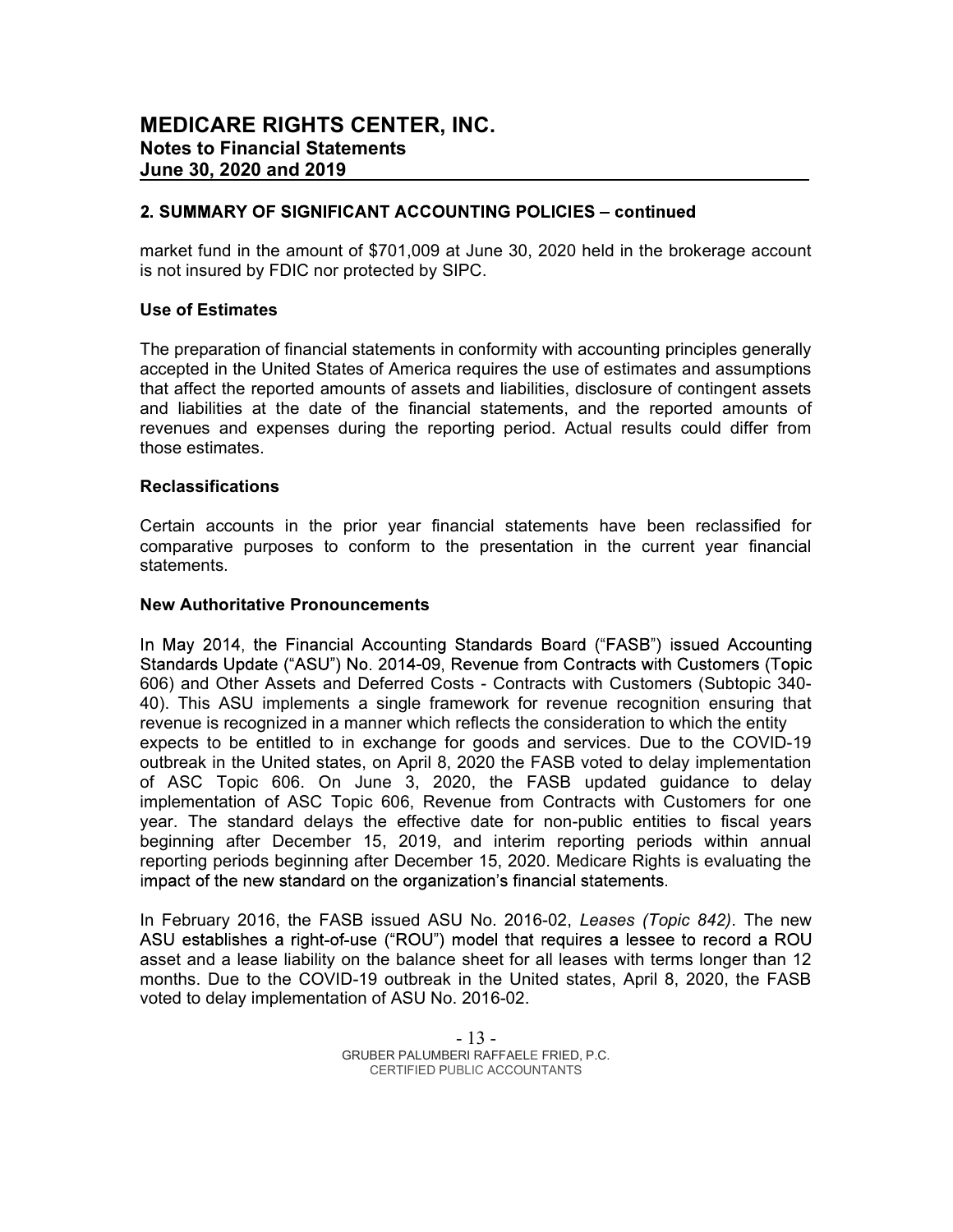## 2. SUMMARY OF SIGNIFICANT ACCOUNTING POLICIES – continued

market fund in the amount of $701,009 at June 30, 2020 held in the brokerage account is not insured by FDIC nor protected by SIPC.

### Use of Estimates

The preparation of financial statements in conformity with accounting principles generally accepted in the United States of America requires the use of estimates and assumptions that affect the reported amounts of assets and liabilities, disclosure of contingent assets and liabilities at the date of the financial statements, and the reported amounts of revenues and expenses during the reporting period. Actual results could differ from those estimates.

### Reclassifications

Certain accounts in the prior year financial statements have been reclassified for comparative purposes to conform to the presentation in the current year financial statements.

### New Authoritative Pronouncements

In May 2014, the Financial Accounting Standards Board ("FASB") issued Accounting Standards Update ("ASU") No. 2014-09, Revenue from Contracts with Customers (Topic 606) and Other Assets and Deferred Costs - Contracts with Customers (Subtopic 340-40). This ASU implements a single framework for revenue recognition ensuring that revenue is recognized in a manner which reflects the consideration to which the entity expects to be entitled to in exchange for goods and services. Due to the COVID-19 outbreak in the United states, on April 8, 2020 the FASB voted to delay implementation of ASC Topic 606. On June 3, 2020, the FASB updated guidance to delay implementation of ASC Topic 606, Revenue from Contracts with Customers for one year. The standard delays the effective date for non-public entities to fiscal years beginning after December 15, 2019, and interim reporting periods within annual reporting periods beginning after December 15, 2020. Medicare Rights is evaluating the impact of the new standard on the organization's financial statements.

In February 2016, the FASB issued ASU No. 2016-02, *Leases (Topic 842)*. The new ASU establishes a right-of-use ("ROU") model that requires a lessee to record a ROU asset and a lease liability on the balance sheet for all leases with terms longer than 12 months. Due to the COVID-19 outbreak in the United states, April 8, 2020, the FASB voted to delay implementation of ASU No. 2016-02.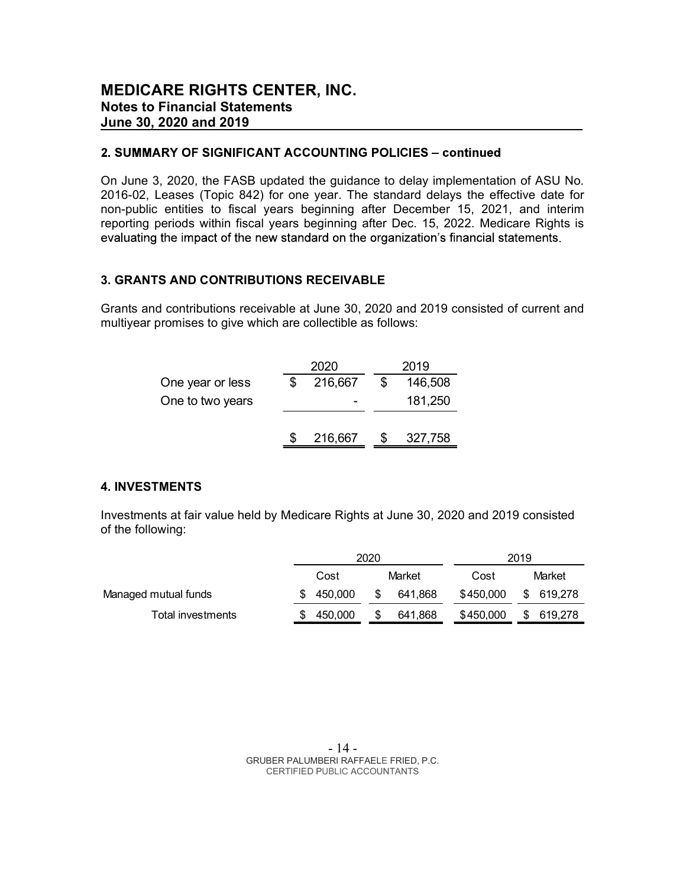## 2. SUMMARY OF SIGNIFICANT ACCOUNTING POLICIES – continued

On June 3, 2020, the FASB updated the guidance to delay implementation of ASU No. 2016-02, Leases (Topic 842) for one year. The standard delays the effective date for non-public entities to fiscal years beginning after December 15, 2021, and interim reporting periods within fiscal years beginning after Dec. 15, 2022. Medicare Rights is evaluating the impact of the new standard on the organization's financial statements.

## 3. GRANTS AND CONTRIBUTIONS RECEIVABLE

Grants and contributions receivable at June 30, 2020 and 2019 consisted of current and multiyear promises to give which are collectible as follows:

| | 2020 | 2019 |
|---|---|---|
| One year or less | $ 216,667 | $ 146,508 |
| One to two years | - | 181,250 |
| | $ 216,667 | $ 327,758 |

## 4. INVESTMENTS

Investments at fair value held by Medicare Rights at June 30, 2020 and 2019 consisted of the following:

| | 2020 | | 2019 | |
|---|---|---|---|---|
| | Cost | Market | Cost | Market |
| Managed mutual funds | $ 450,000 | $ 641,868 | $450,000 | $ 619,278 |
| Total investments | $ 450,000 | $ 641,868 | $450,000 | $ 619,278 |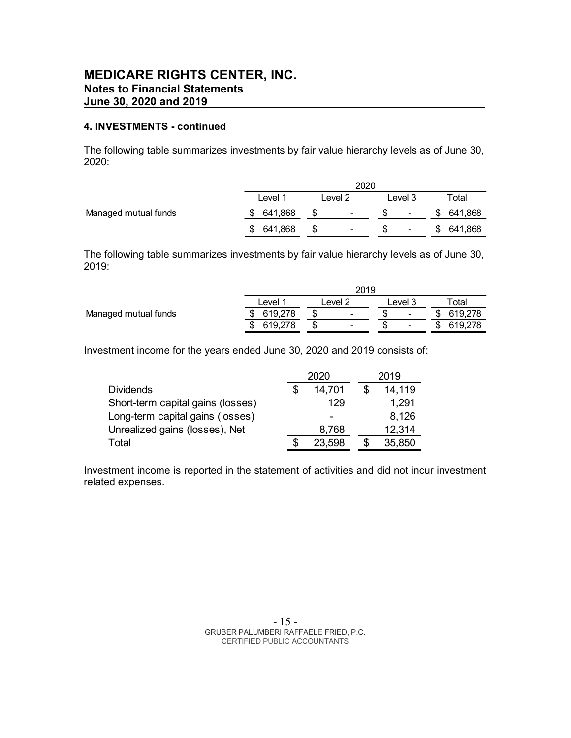# MEDICARE RIGHTS CENTER, INC.
## Notes to Financial Statements
## June 30, 2020 and 2019

**4. INVESTMENTS - continued**

The following table summarizes investments by fair value hierarchy levels as of June 30, 2020:

| | 2020 | | | |
|---|---|---|---|---|
| | Level 1 | Level 2 | Level 3 | Total |
| Managed mutual funds | $ 641,868 | $ - | $ - | $ 641,868 |
| | $ 641,868 | $ - | $ - | $ 641,868 |

The following table summarizes investments by fair value hierarchy levels as of June 30, 2019:

| | 2019 | | | |
|---|---|---|---|---|
| | Level 1 | Level 2 | Level 3 | Total |
| Managed mutual funds | $ 619,278 | $ - | $ - | $ 619,278 |
| | $ 619,278 | $ - | $ - | $ 619,278 |

Investment income for the years ended June 30, 2020 and 2019 consists of:

| | 2020 | 2019 |
|---|---|---|
| Dividends | $ 14,701 | $ 14,119 |
| Short-term capital gains (losses) | 129 | 1,291 |
| Long-term capital gains (losses) | - | 8,126 |
| Unrealized gains (losses), Net | 8,768 | 12,314 |
| Total | $ 23,598 | $ 35,850 |

Investment income is reported in the statement of activities and did not incur investment related expenses.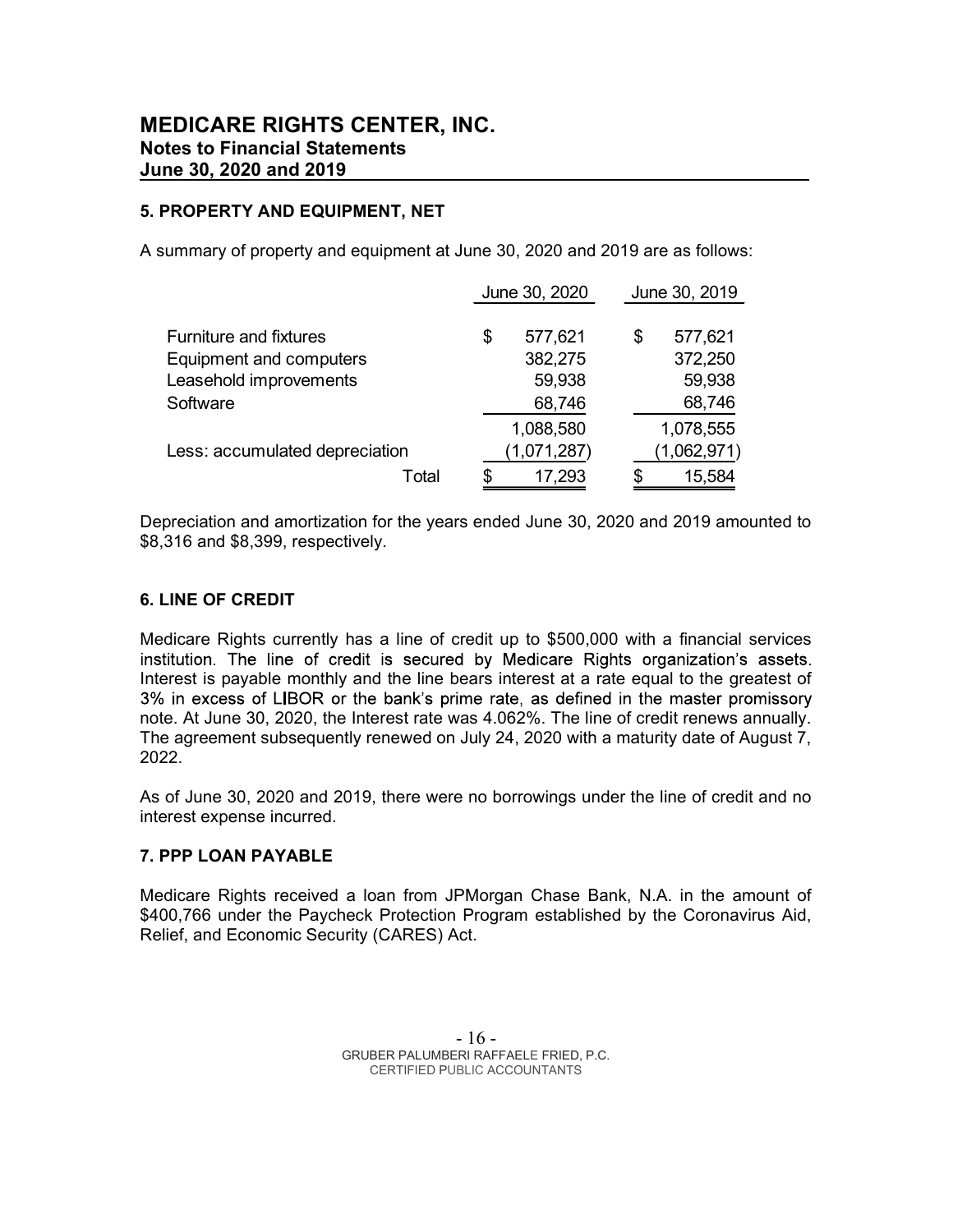# MEDICARE RIGHTS CENTER, INC.
## Notes to Financial Statements
## June 30, 2020 and 2019

### 5. PROPERTY AND EQUIPMENT, NET

A summary of property and equipment at June 30, 2020 and 2019 are as follows:

| | June 30, 2020 | June 30, 2019 |
|---|---|---|
| Furniture and fixtures | $ 577,621 | $ 577,621 |
| Equipment and computers | 382,275 | 372,250 |
| Leasehold improvements | 59,938 | 59,938 |
| Software | 68,746 | 68,746 |
| | 1,088,580 | 1,078,555 |
| Less: accumulated depreciation | (1,071,287) | (1,062,971) |
| Total | $ 17,293 | $ 15,584 |

Depreciation and amortization for the years ended June 30, 2020 and 2019 amounted to $8,316 and $8,399, respectively.

### 6. LINE OF CREDIT

Medicare Rights currently has a line of credit up to $500,000 with a financial services institution. The line of credit is secured by Medicare Rights organization's assets. Interest is payable monthly and the line bears interest at a rate equal to the greatest of 3% in excess of LIBOR or the bank's prime rate, as defined in the master promissory note. At June 30, 2020, the Interest rate was 4.062%. The line of credit renews annually. The agreement subsequently renewed on July 24, 2020 with a maturity date of August 7, 2022.

As of June 30, 2020 and 2019, there were no borrowings under the line of credit and no interest expense incurred.

### 7. PPP LOAN PAYABLE

Medicare Rights received a loan from JPMorgan Chase Bank, N.A. in the amount of $400,766 under the Paycheck Protection Program established by the Coronavirus Aid, Relief, and Economic Security (CARES) Act.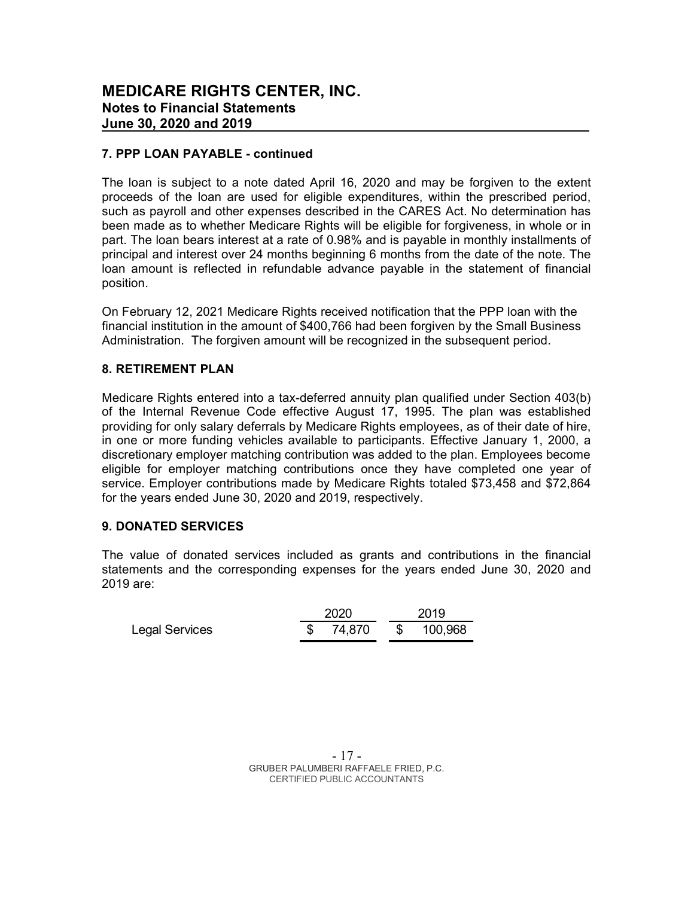# MEDICARE RIGHTS CENTER, INC.
## Notes to Financial Statements
## June 30, 2020 and 2019

### 7. PPP LOAN PAYABLE - continued

The loan is subject to a note dated April 16, 2020 and may be forgiven to the extent proceeds of the loan are used for eligible expenditures, within the prescribed period, such as payroll and other expenses described in the CARES Act. No determination has been made as to whether Medicare Rights will be eligible for forgiveness, in whole or in part. The loan bears interest at a rate of 0.98% and is payable in monthly installments of principal and interest over 24 months beginning 6 months from the date of the note. The loan amount is reflected in refundable advance payable in the statement of financial position.

On February 12, 2021 Medicare Rights received notification that the PPP loan with the financial institution in the amount of $400,766 had been forgiven by the Small Business Administration. The forgiven amount will be recognized in the subsequent period.

### 8. RETIREMENT PLAN

Medicare Rights entered into a tax-deferred annuity plan qualified under Section 403(b) of the Internal Revenue Code effective August 17, 1995. The plan was established providing for only salary deferrals by Medicare Rights employees, as of their date of hire, in one or more funding vehicles available to participants. Effective January 1, 2000, a discretionary employer matching contribution was added to the plan. Employees become eligible for employer matching contributions once they have completed one year of service. Employer contributions made by Medicare Rights totaled $73,458 and $72,864 for the years ended June 30, 2020 and 2019, respectively.

### 9. DONATED SERVICES

The value of donated services included as grants and contributions in the financial statements and the corresponding expenses for the years ended June 30, 2020 and 2019 are:

| | 2020 | 2019 |
|---|---|---|
| Legal Services | $ 74,870 | $ 100,968 |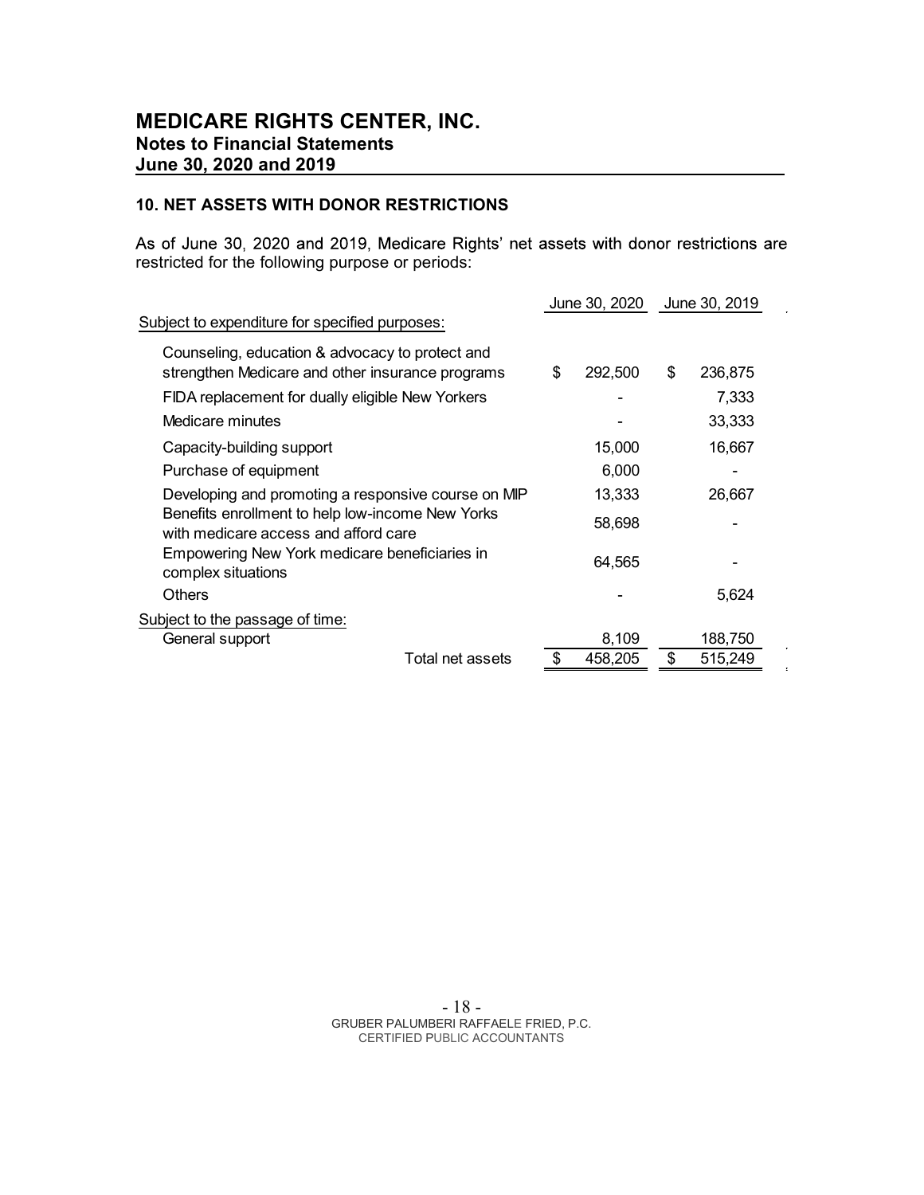# MEDICARE RIGHTS CENTER, INC.
## Notes to Financial Statements
## June 30, 2020 and 2019

### 10. NET ASSETS WITH DONOR RESTRICTIONS

As of June 30, 2020 and 2019, Medicare Rights' net assets with donor restrictions are restricted for the following purpose or periods:

| | June 30, 2020 | June 30, 2019 |
|---|---|---|
| Subject to expenditure for specified purposes: | | |
| Counseling, education & advocacy to protect and strengthen Medicare and other insurance programs | $ 292,500 | $ 236,875 |
| FIDA replacement for dually eligible New Yorkers | - | 7,333 |
| Medicare minutes | - | 33,333 |
| Capacity-building support | 15,000 | 16,667 |
| Purchase of equipment | 6,000 | - |
| Developing and promoting a responsive course on MIP | 13,333 | 26,667 |
| Benefits enrollment to help low-income New Yorks with medicare access and afford care | 58,698 | - |
| Empowering New York medicare beneficiaries in complex situations | 64,565 | - |
| Others | - | 5,624 |
| Subject to the passage of time: | | |
| General support | 8,109 | 188,750 |
| Total net assets | $ 458,205 | $ 515,249 |

GRUBER PALUMBERI RAFFAELE FRIED, P.C.
CERTIFIED PUBLIC ACCOUNTANTS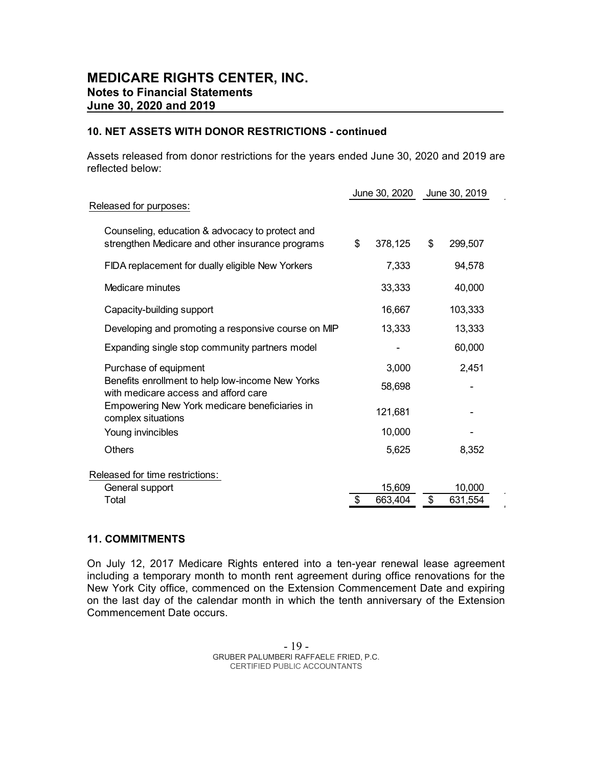## MEDICARE RIGHTS CENTER, INC.
### Notes to Financial Statements
### June 30, 2020 and 2019

**10. NET ASSETS WITH DONOR RESTRICTIONS - continued**

Assets released from donor restrictions for the years ended June 30, 2020 and 2019 are reflected below:

| | June 30, 2020 | June 30, 2019 |
|---|---|---|
| Released for purposes: | | |
| Counseling, education & advocacy to protect and strengthen Medicare and other insurance programs | $ 378,125 | $ 299,507 |
| FIDA replacement for dually eligible New Yorkers | 7,333 | 94,578 |
| Medicare minutes | 33,333 | 40,000 |
| Capacity-building support | 16,667 | 103,333 |
| Developing and promoting a responsive course on MIP | 13,333 | 13,333 |
| Expanding single stop community partners model | - | 60,000 |
| Purchase of equipment | 3,000 | 2,451 |
| Benefits enrollment to help low-income New Yorks with medicare access and afford care | 58,698 | - |
| Empowering New York medicare beneficiaries in complex situations | 121,681 | - |
| Young invincibles | 10,000 | - |
| Others | 5,625 | 8,352 |
| Released for time restrictions: | | |
| General support | 15,609 | 10,000 |
| Total | $ 663,404 | $ 631,554 |

**11. COMMITMENTS**

On July 12, 2017 Medicare Rights entered into a ten-year renewal lease agreement including a temporary month to month rent agreement during office renovations for the New York City office, commenced on the Extension Commencement Date and expiring on the last day of the calendar month in which the tenth anniversary of the Extension Commencement Date occurs.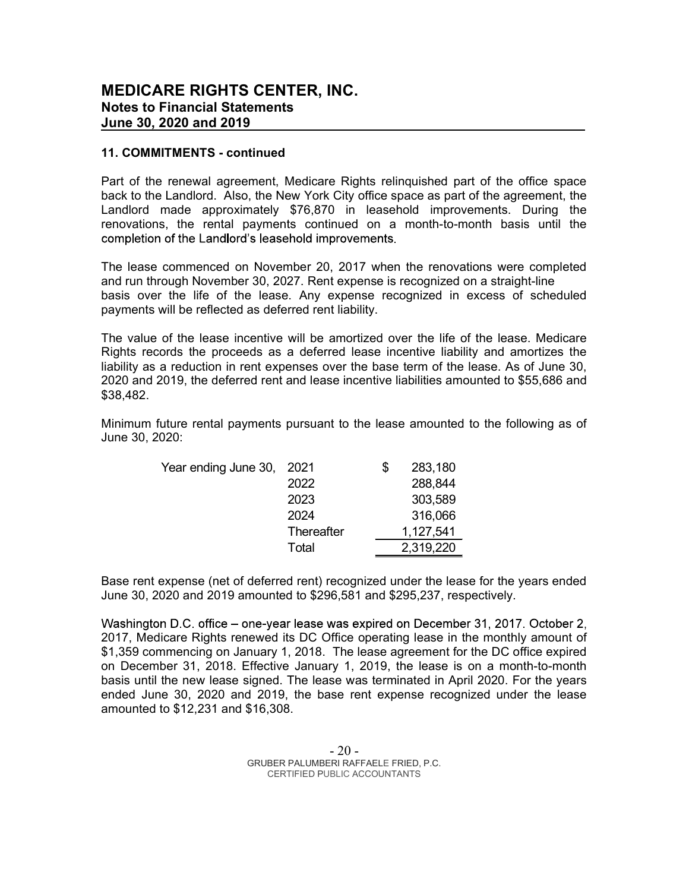## 11. COMMITMENTS - continued

Part of the renewal agreement, Medicare Rights relinquished part of the office space back to the Landlord. Also, the New York City office space as part of the agreement, the Landlord made approximately $76,870 in leasehold improvements. During the renovations, the rental payments continued on a month-to-month basis until the completion of the Landlord's leasehold improvements.

The lease commenced on November 20, 2017 when the renovations were completed and run through November 30, 2027. Rent expense is recognized on a straight-line basis over the life of the lease. Any expense recognized in excess of scheduled payments will be reflected as deferred rent liability.

The value of the lease incentive will be amortized over the life of the lease. Medicare Rights records the proceeds as a deferred lease incentive liability and amortizes the liability as a reduction in rent expenses over the base term of the lease. As of June 30, 2020 and 2019, the deferred rent and lease incentive liabilities amounted to $55,686 and $38,482.

Minimum future rental payments pursuant to the lease amounted to the following as of June 30, 2020:

| | | |
|---|---|---|
| Year ending June 30, | 2021 | $ 283,180 |
| | 2022 | 288,844 |
| | 2023 | 303,589 |
| | 2024 | 316,066 |
| | Thereafter | 1,127,541 |
| | Total | 2,319,220 |

Base rent expense (net of deferred rent) recognized under the lease for the years ended June 30, 2020 and 2019 amounted to $296,581 and $295,237, respectively.

Washington D.C. office – one-year lease was expired on December 31, 2017. October 2, 2017, Medicare Rights renewed its DC Office operating lease in the monthly amount of $1,359 commencing on January 1, 2018. The lease agreement for the DC office expired on December 31, 2018. Effective January 1, 2019, the lease is on a month-to-month basis until the new lease signed. The lease was terminated in April 2020. For the years ended June 30, 2020 and 2019, the base rent expense recognized under the lease amounted to $12,231 and $16,308.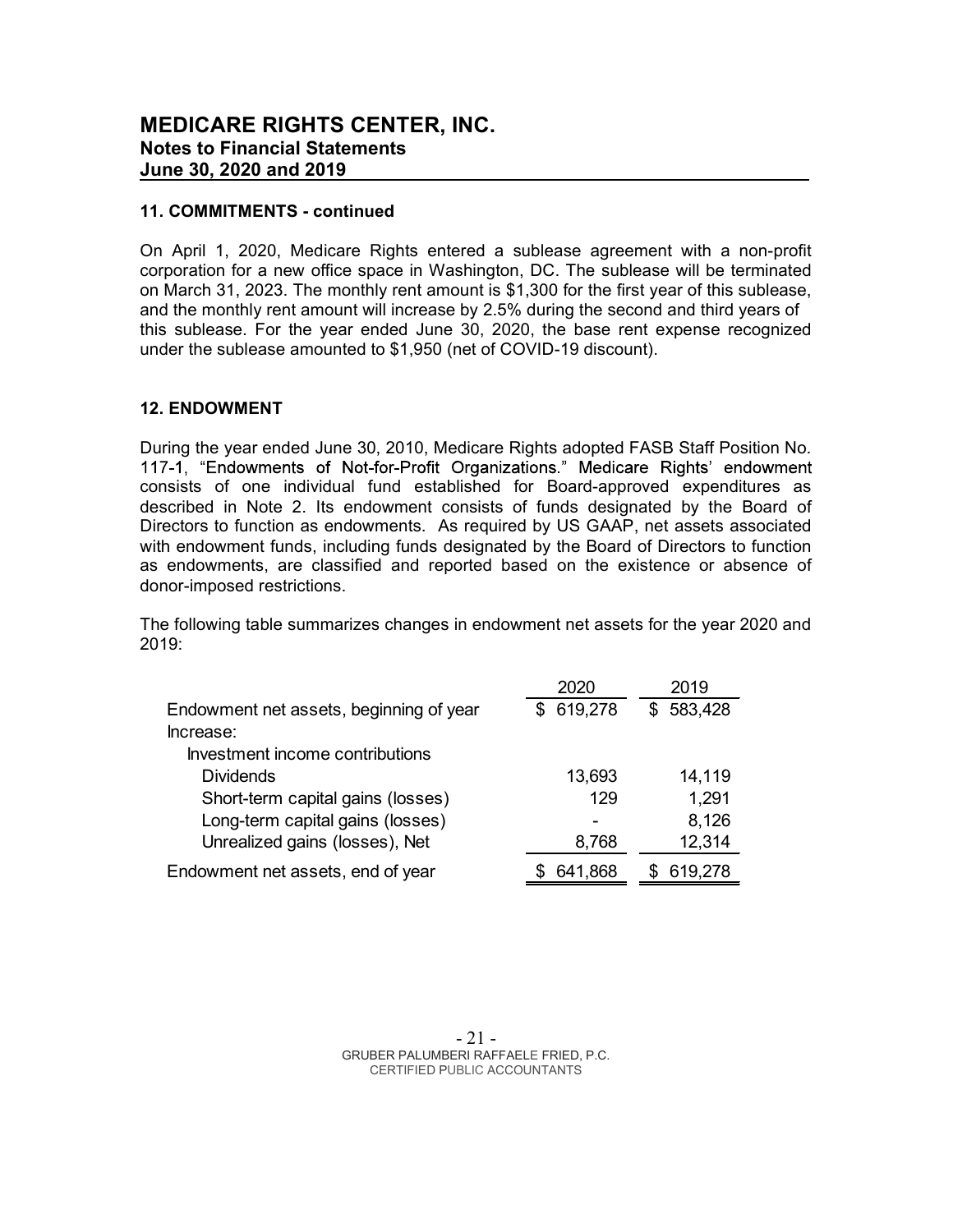# MEDICARE RIGHTS CENTER, INC.
## Notes to Financial Statements
## June 30, 2020 and 2019

### 11. COMMITMENTS - continued

On April 1, 2020, Medicare Rights entered a sublease agreement with a non-profit corporation for a new office space in Washington, DC. The sublease will be terminated on March 31, 2023. The monthly rent amount is $1,300 for the first year of this sublease, and the monthly rent amount will increase by 2.5% during the second and third years of this sublease. For the year ended June 30, 2020, the base rent expense recognized under the sublease amounted to $1,950 (net of COVID-19 discount).

### 12. ENDOWMENT

During the year ended June 30, 2010, Medicare Rights adopted FASB Staff Position No. 117-1, "Endowments of Not-for-Profit Organizations." Medicare Rights' endowment consists of one individual fund established for Board-approved expenditures as described in Note 2. Its endowment consists of funds designated by the Board of Directors to function as endowments. As required by US GAAP, net assets associated with endowment funds, including funds designated by the Board of Directors to function as endowments, are classified and reported based on the existence or absence of donor-imposed restrictions.

The following table summarizes changes in endowment net assets for the year 2020 and 2019:

| | 2020 | 2019 |
|---|---|---|
| Endowment net assets, beginning of year | $ 619,278 | $ 583,428 |
| Increase: | | |
| Investment income contributions | | |
| Dividends | 13,693 | 14,119 |
| Short-term capital gains (losses) | 129 | 1,291 |
| Long-term capital gains (losses) | - | 8,126 |
| Unrealized gains (losses), Net | 8,768 | 12,314 |
| Endowment net assets, end of year | $ 641,868 | $ 619,278 |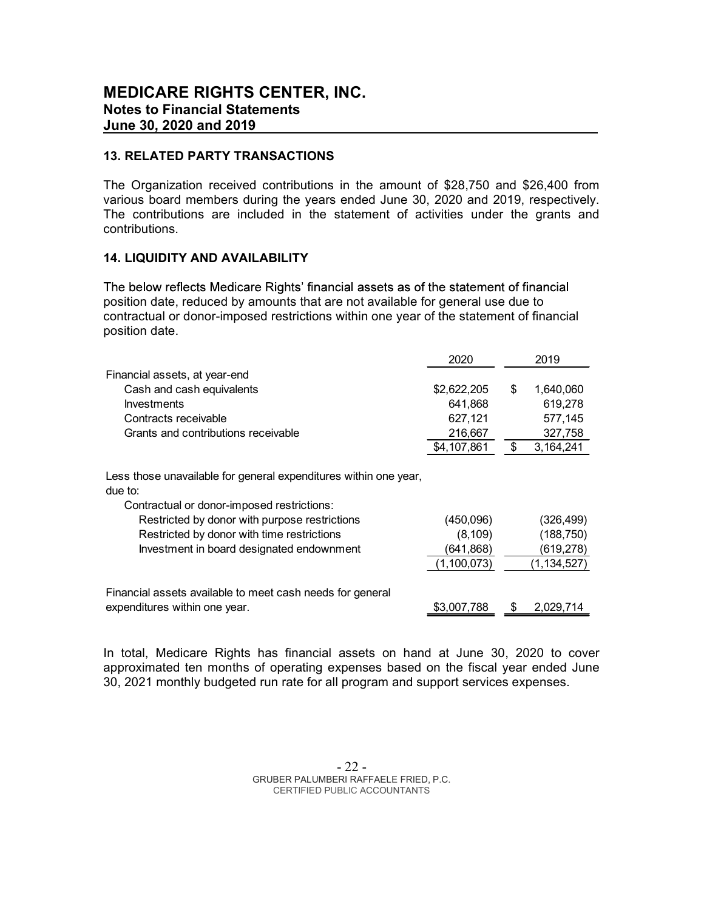# MEDICARE RIGHTS CENTER, INC.
## Notes to Financial Statements
## June 30, 2020 and 2019

### 13. RELATED PARTY TRANSACTIONS

The Organization received contributions in the amount of $28,750 and $26,400 from various board members during the years ended June 30, 2020 and 2019, respectively. The contributions are included in the statement of activities under the grants and contributions.

### 14. LIQUIDITY AND AVAILABILITY

The below reflects Medicare Rights' financial assets as of the statement of financial position date, reduced by amounts that are not available for general use due to contractual or donor-imposed restrictions within one year of the statement of financial position date.

| | 2020 | 2019 |
|---|---|---|
| Financial assets, at year-end | | |
| Cash and cash equivalents | $2,622,205 | $ 1,640,060 |
| Investments | 641,868 | 619,278 |
| Contracts receivable | 627,121 | 577,145 |
| Grants and contributions receivable | 216,667 | 327,758 |
| | $4,107,861 | $ 3,164,241 |
| Less those unavailable for general expenditures within one year, due to: | | |
| Contractual or donor-imposed restrictions: | | |
| Restricted by donor with purpose restrictions | (450,096) | (326,499) |
| Restricted by donor with time restrictions | (8,109) | (188,750) |
| Investment in board designated endownment | (641,868) | (619,278) |
| | (1,100,073) | (1,134,527) |
| Financial assets available to meet cash needs for general expenditures within one year. | $3,007,788 | $ 2,029,714 |

In total, Medicare Rights has financial assets on hand at June 30, 2020 to cover approximated ten months of operating expenses based on the fiscal year ended June 30, 2021 monthly budgeted run rate for all program and support services expenses.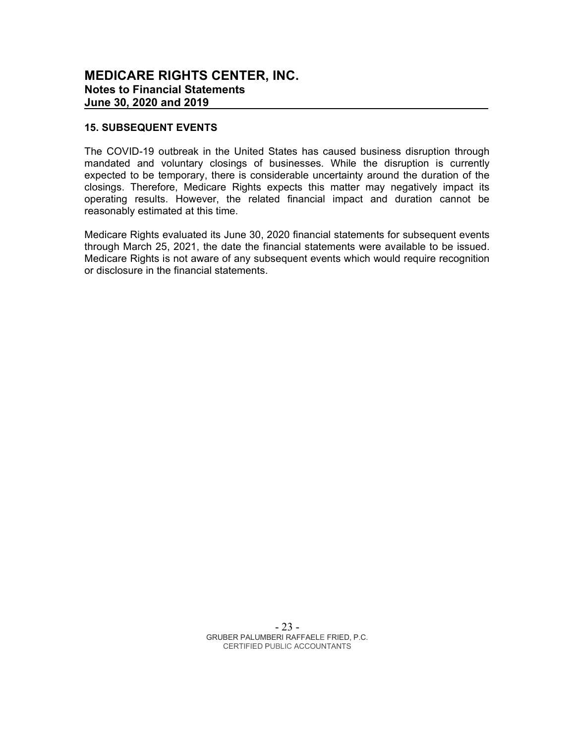## 15. SUBSEQUENT EVENTS

The COVID-19 outbreak in the United States has caused business disruption through mandated and voluntary closings of businesses. While the disruption is currently expected to be temporary, there is considerable uncertainty around the duration of the closings. Therefore, Medicare Rights expects this matter may negatively impact its operating results. However, the related financial impact and duration cannot be reasonably estimated at this time.

Medicare Rights evaluated its June 30, 2020 financial statements for subsequent events through March 25, 2021, the date the financial statements were available to be issued. Medicare Rights is not aware of any subsequent events which would require recognition or disclosure in the financial statements.